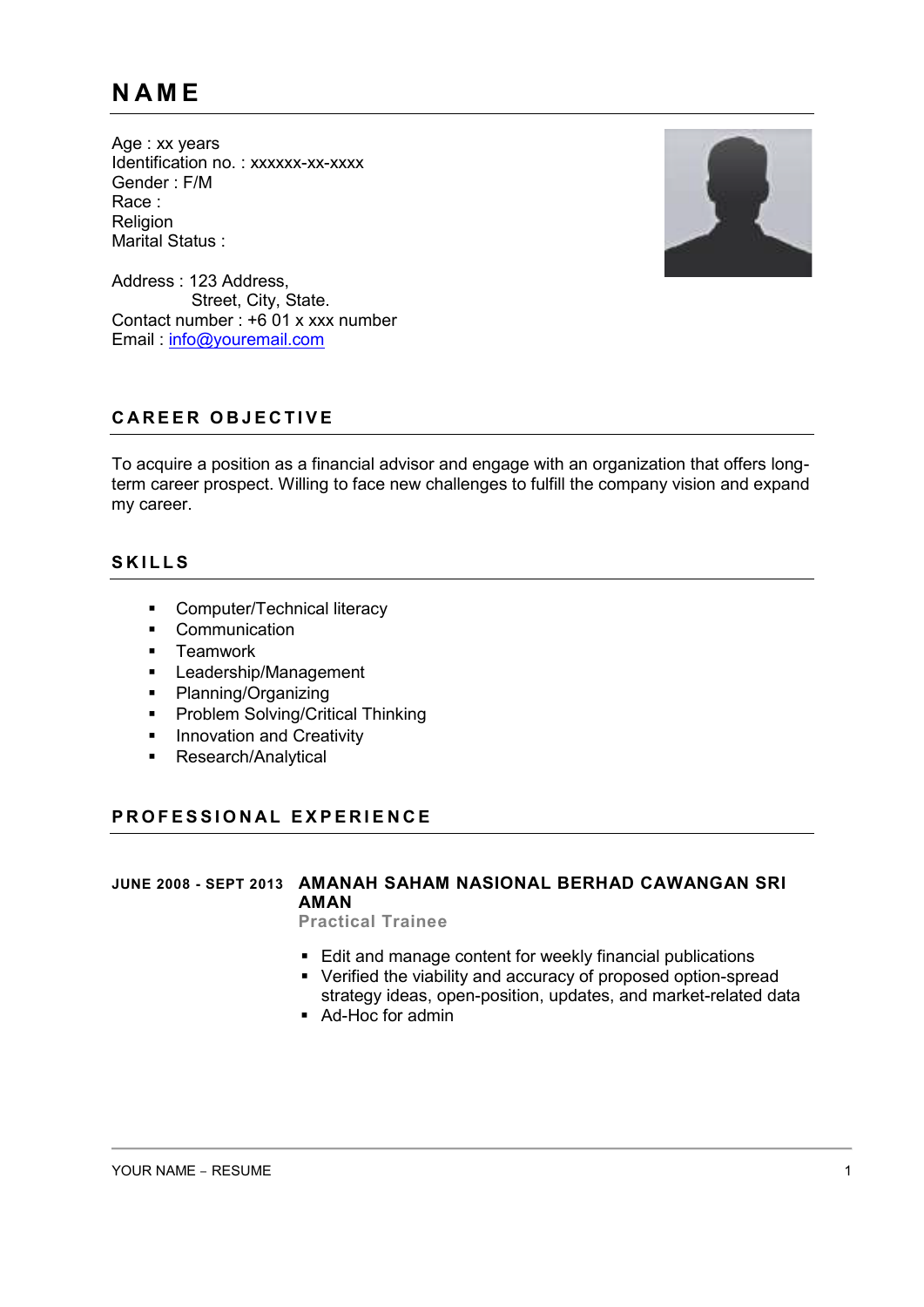# NAME

Age : xx years
Identification no. : xxxxxx-xx-xxxx
Gender : F/M
Race :
Religion
Marital Status :

Address : 123 Address,
Street, City, State.
Contact number : +6 01 x xxx number
Email : info@youremail.com

## CAREER OBJECTIVE

To acquire a position as a financial advisor and engage with an organization that offers long-term career prospect. Willing to face new challenges to fulfill the company vision and expand my career.

## SKILLS

- Computer/Technical literacy
- Communication
- Teamwork
- Leadership/Management
- Planning/Organizing
- Problem Solving/Critical Thinking
- Innovation and Creativity
- Research/Analytical

## PROFESSIONAL EXPERIENCE

**JUNE 2008 - SEPT 2013** **AMANAH SAHAM NASIONAL BERHAD CAWANGAN SRI AMAN**

**Practical Trainee**

- Edit and manage content for weekly financial publications
- Verified the viability and accuracy of proposed option-spread strategy ideas, open-position, updates, and market-related data
- Ad-Hoc for admin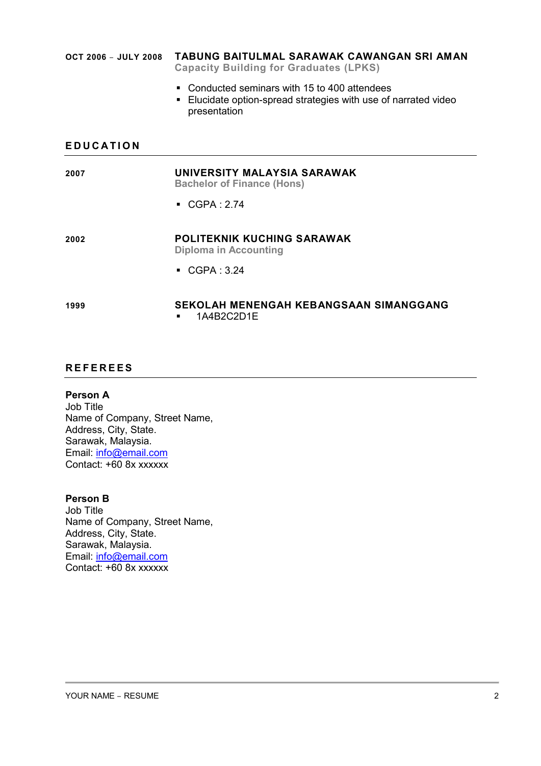**OCT 2006 – JULY 2008** **TABUNG BAITULMAL SARAWAK CAWANGAN SRI AMAN**
**Capacity Building for Graduates (LPKS)**

- Conducted seminars with 15 to 400 attendees
- Elucidate option-spread strategies with use of narrated video presentation

## EDUCATION

**2007** **UNIVERSITY MALAYSIA SARAWAK**
**Bachelor of Finance (Hons)**

- CGPA : 2.74

**2002** **POLITEKNIK KUCHING SARAWAK**
**Diploma in Accounting**

- CGPA : 3.24

**1999** **SEKOLAH MENENGAH KEBANGSAAN SIMANGGANG**

- 1A4B2C2D1E

## REFEREES

**Person A**
Job Title
Name of Company, Street Name,
Address, City, State.
Sarawak, Malaysia.
Email: info@email.com
Contact: +60 8x xxxxxx

**Person B**
Job Title
Name of Company, Street Name,
Address, City, State.
Sarawak, Malaysia.
Email: info@email.com
Contact: +60 8x xxxxxx